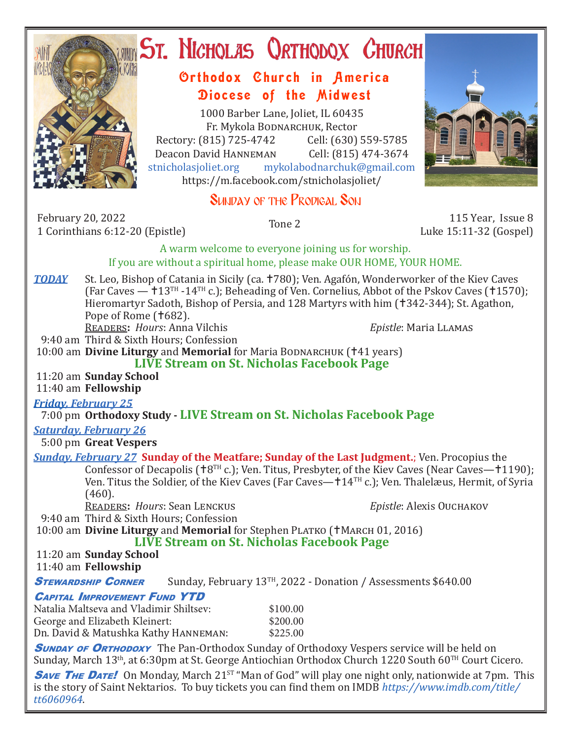# St. Nicholas Orthodox Church

## Orthodox Church in America
## Diocese of the Midwest

1000 Barber Lane, Joliet, IL 60435
Fr. Mykola Bodnarchuk, Rector
Rectory: (815) 725-4742 Cell: (630) 559-5785
Deacon David Hanneman Cell: (815) 474-3674
stnicholasjoliet.org mykolabodnarchuk@gmail.com
https://m.facebook.com/stnicholasjoliet/

## Sunday of the Prodigal Son

February 20, 2022
1 Corinthians 6:12-20 (Epistle)

Tone 2

115 Year, Issue 8
Luke 15:11-32 (Gospel)

A warm welcome to everyone joining us for worship.
If you are without a spiritual home, please make OUR HOME, YOUR HOME.

***TODAY*** St. Leo, Bishop of Catania in Sicily (ca. ✝780); Ven. Agafón, Wonderworker of the Kiev Caves (Far Caves — ✝13TH -14TH c.); Beheading of Ven. Cornelius, Abbot of the Pskov Caves (✝1570); Hieromartyr Sadoth, Bishop of Persia, and 128 Martyrs with him (✝342-344); St. Agathon, Pope of Rome (✝682).

Readers: *Hours*: Anna Vilchis *Epistle*: Maria Llamas

9:40 am Third & Sixth Hours; Confession
10:00 am **Divine Liturgy** and **Memorial** for Maria Bodnarchuk (✝41 years)
**LIVE Stream on St. Nicholas Facebook Page**
11:20 am **Sunday School**
11:40 am **Fellowship**

***Friday, February 25***
7:00 pm **Orthodoxy Study - LIVE Stream on St. Nicholas Facebook Page**

***Saturday, February 26***
5:00 pm **Great Vespers**

***Sunday, February 27*** **Sunday of the Meatfare; Sunday of the Last Judgment.**; Ven. Procopius the Confessor of Decapolis (✝8TH c.); Ven. Titus, Presbyter, of the Kiev Caves (Near Caves—✝1190); Ven. Titus the Soldier, of the Kiev Caves (Far Caves—✝14TH c.); Ven. Thalelæus, Hermit, of Syria (460).

Readers: *Hours*: Sean Lenckus *Epistle*: Alexis Ouchakov

9:40 am Third & Sixth Hours; Confession
10:00 am **Divine Liturgy** and **Memorial** for Stephen Platko (✝March 01, 2016)
**LIVE Stream on St. Nicholas Facebook Page**
11:20 am **Sunday School**
11:40 am **Fellowship**

***Stewardship Corner*** Sunday, February 13TH, 2022 - Donation / Assessments $640.00

***Capital Improvement Fund YTD***

| | |
|---|---|
| Natalia Maltseva and Vladimir Shiltsev: | $100.00 |
| George and Elizabeth Kleinert: | $200.00 |
| Dn. David & Matushka Kathy Hanneman: | $225.00 |

***Sunday of Orthodoxy*** The Pan-Orthodox Sunday of Orthodoxy Vespers service will be held on Sunday, March 13th, at 6:30pm at St. George Antiochian Orthodox Church 1220 South 60TH Court Cicero.

***Save The Date!*** On Monday, March 21ST "Man of God" will play one night only, nationwide at 7pm. This is the story of Saint Nektarios. To buy tickets you can find them on IMDB *https://www.imdb.com/title/tt6060964*.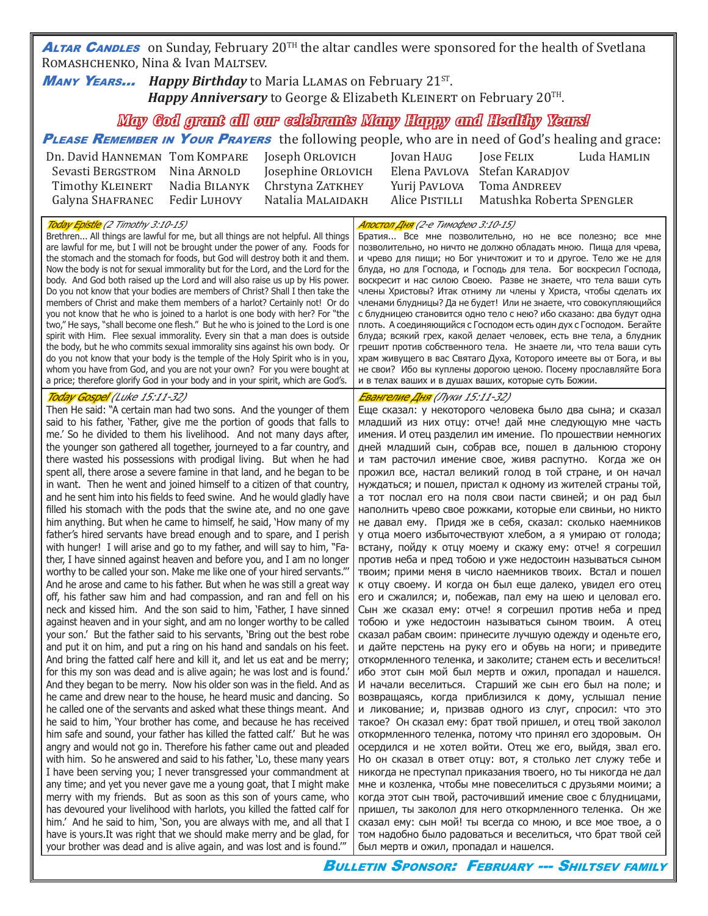**Altar Candles** on Sunday, February 20[TH] the altar candles were sponsored for the health of Svetlana Romashchenko, Nina & Ivan Maltsev.

**Many Years...** ***Happy Birthday*** to Maria Llamas on February 21[ST].
***Happy Anniversary*** to George & Elizabeth Kleinert on February 20[TH].

***May God grant all our celebrants Many Happy and Healthy Years!***

**Please Remember in Your Prayers** the following people, who are in need of God's healing and grace:

| | | | | | |
|---|---|---|---|---|---|
| Dn. David Hanneman | Tom Kompare | Joseph Orlovich | Jovan Haug | Jose Felix | Luda Hamlin |
| Sevasti Bergstrom | Nina Arnold | Josephine Orlovich | Elena Pavlova | Stefan Karadjov | |
| Timothy Kleinert | Nadia Bilanyk | Chrstyna Zatkhey | Yurij Pavlova | Toma Andreev | |
| Galyna Shafranec | Fedir Luhovy | Natalia Malaidakh | Alice Pistilli | Matushka Roberta Spengler | |

*Today Epistle (2 Timothy 3:10-15)*

Brethren... All things are lawful for me, but all things are not helpful. All things are lawful for me, but I will not be brought under the power of any. Foods for the stomach and the stomach for foods, but God will destroy both it and them. Now the body is not for sexual immorality but for the Lord, and the Lord for the body. And God both raised up the Lord and will also raise us up by His power. Do you not know that your bodies are members of Christ? Shall I then take the members of Christ and make them members of a harlot? Certainly not! Or do you not know that he who is joined to a harlot is one body with her? For "the two," He says, "shall become one flesh." But he who is joined to the Lord is one spirit with Him. Flee sexual immorality. Every sin that a man does is outside the body, but he who commits sexual immorality sins against his own body. Or do you not know that your body is the temple of the Holy Spirit who is in you, whom you have from God, and you are not your own? For you were bought at a price; therefore glorify God in your body and in your spirit, which are God's.

*Апостол Дня (2-е Тимофею 3:10-15)*

Братия... Все мне позволительно, но не все полезно; все мне позволительно, но ничто не должно обладать мною. Пища для чрева, и чрево для пищи; но Бог уничтожит и то и другое. Тело же не для блуда, но для Господа, и Господь для тела. Бог воскресил Господа, воскресит и нас силою Своею. Разве не знаете, что тела ваши суть члены Христовы? Итак отниму ли члены у Христа, чтобы сделать их членами блудницы? Да не будет! Или не знаете, что совокупляющийся с блудницею становится одно тело с нею? ибо сказано: два будут одна плоть. А соединяющийся с Господом есть один дух с Господом. Бегайте блуда; всякий грех, какой делает человек, есть вне тела, а блудник грешит против собственного тела. Не знаете ли, что тела ваши суть храм живущего в вас Святаго Духа, Которого имеете вы от Бога, и вы не свои? Ибо вы куплены дорогою ценою. Посему прославляйте Бога и в телах ваших и в душах ваших, которые суть Божии.

*Today Gospel (Luke 15:11-32)*

Then He said: "A certain man had two sons. And the younger of them said to his father, 'Father, give me the portion of goods that falls to me.' So he divided to them his livelihood. And not many days after, the younger son gathered all together, journeyed to a far country, and there wasted his possessions with prodigal living. But when he had spent all, there arose a severe famine in that land, and he began to be in want. Then he went and joined himself to a citizen of that country, and he sent him into his fields to feed swine. And he would gladly have filled his stomach with the pods that the swine ate, and no one gave him anything. But when he came to himself, he said, 'How many of my father's hired servants have bread enough and to spare, and I perish with hunger! I will arise and go to my father, and will say to him, "Father, I have sinned against heaven and before you, and I am no longer worthy to be called your son. Make me like one of your hired servants."' And he arose and came to his father. But when he was still a great way off, his father saw him and had compassion, and ran and fell on his neck and kissed him. And the son said to him, 'Father, I have sinned against heaven and in your sight, and am no longer worthy to be called your son.' But the father said to his servants, 'Bring out the best robe and put it on him, and put a ring on his hand and sandals on his feet. And bring the fatted calf here and kill it, and let us eat and be merry; for this my son was dead and is alive again; he was lost and is found.' And they began to be merry. Now his older son was in the field. And as he came and drew near to the house, he heard music and dancing. So he called one of the servants and asked what these things meant. And he said to him, 'Your brother has come, and because he has received him safe and sound, your father has killed the fatted calf.' But he was angry and would not go in. Therefore his father came out and pleaded with him. So he answered and said to his father, 'Lo, these many years I have been serving you; I never transgressed your commandment at any time; and yet you never gave me a young goat, that I might make merry with my friends. But as soon as this son of yours came, who has devoured your livelihood with harlots, you killed the fatted calf for him.' And he said to him, 'Son, you are always with me, and all that I have is yours.It was right that we should make merry and be glad, for your brother was dead and is alive again, and was lost and is found.'"

*Евангелие Дня (Луки 15:11-32)*

Еще сказал: у некоторого человека было два сына; и сказал младший из них отцу: отче! дай мне следующую мне часть имения. И отец разделил им имение. По прошествии немногих дней младший сын, собрав все, пошел в дальнюю сторону и там расточил имение свое, живя распутно. Когда же он прожил все, настал великий голод в той стране, и он начал нуждаться; и пошел, пристал к одному из жителей страны той, а тот послал его на поля свои пасти свиней; и он рад был наполнить чрево свое рожками, которые ели свиньи, но никто не давал ему. Придя же в себя, сказал: сколько наемников у отца моего избыточествуют хлебом, а я умираю от голода; встану, пойду к отцу моему и скажу ему: отче! я согрешил против неба и пред тобою и уже недостоин называться сыном твоим; прими меня в число наемников твоих. Встал и пошел к отцу своему. И когда он был еще далеко, увидел его отец его и сжалился; и, побежав, пал ему на шею и целовал его. Сын же сказал ему: отче! я согрешил против неба и пред тобою и уже недостоин называться сыном твоим. А отец сказал рабам своим: принесите лучшую одежду и оденьте его, и дайте перстень на руку его и обувь на ноги; и приведите откормленного теленка, и заколите; станем есть и веселиться! ибо этот сын мой был мертв и ожил, пропадал и нашелся. И начали веселиться. Старший же сын его был на поле; и возвращаясь, когда приблизился к дому, услышал пение и ликование; и, призвав одного из слуг, спросил: что это такое? Он сказал ему: брат твой пришел, и отец твой заколол откормленного теленка, потому что принял его здоровым. Он осердился и не хотел войти. Отец же его, выйдя, звал его. Но он сказал в ответ отцу: вот, я столько лет служу тебе и никогда не преступал приказания твоего, но ты никогда не дал мне и козленка, чтобы мне повеселиться с друзьями моими; а когда этот сын твой, расточивший имение свое с блудницами, пришел, ты заколол для него откормленного теленка. Он же сказал ему: сын мой! ты всегда со мною, и все мое твое, а о том надобно было радоваться и веселиться, что брат твой сей был мертв и ожил, пропадал и нашелся.

**Bulletin Sponsor: February --- Shiltsev family**